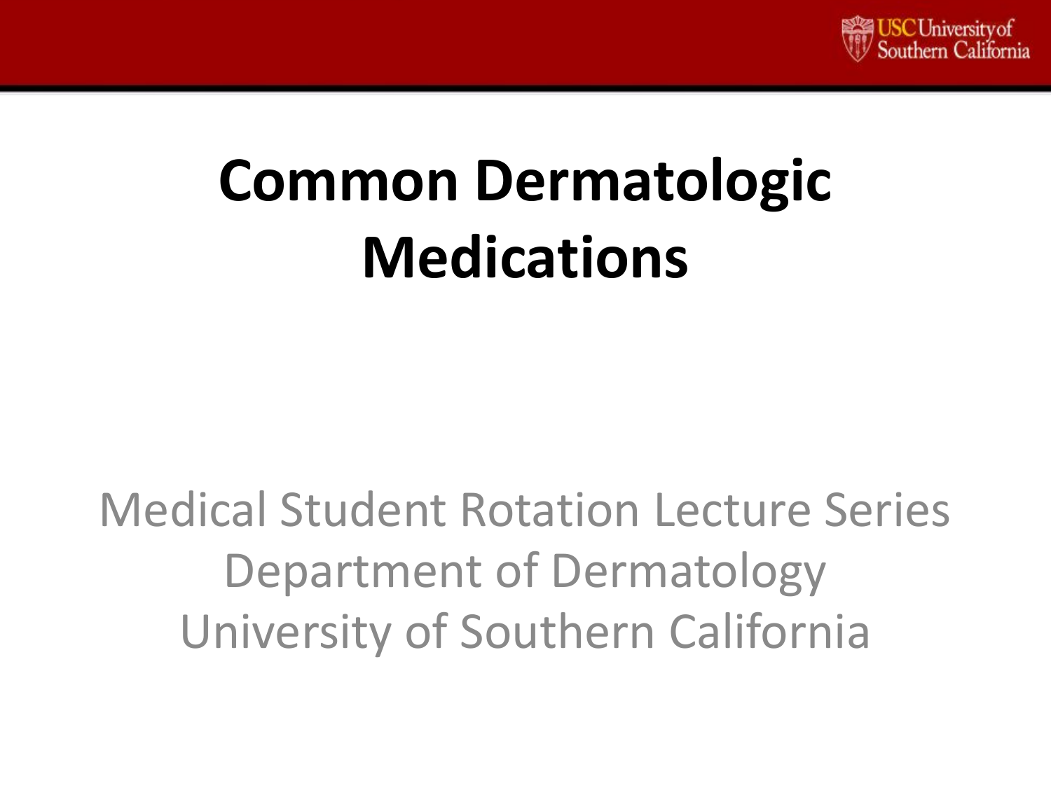# Common Dermatologic Medications

Medical Student Rotation Lecture Series
Department of Dermatology
University of Southern California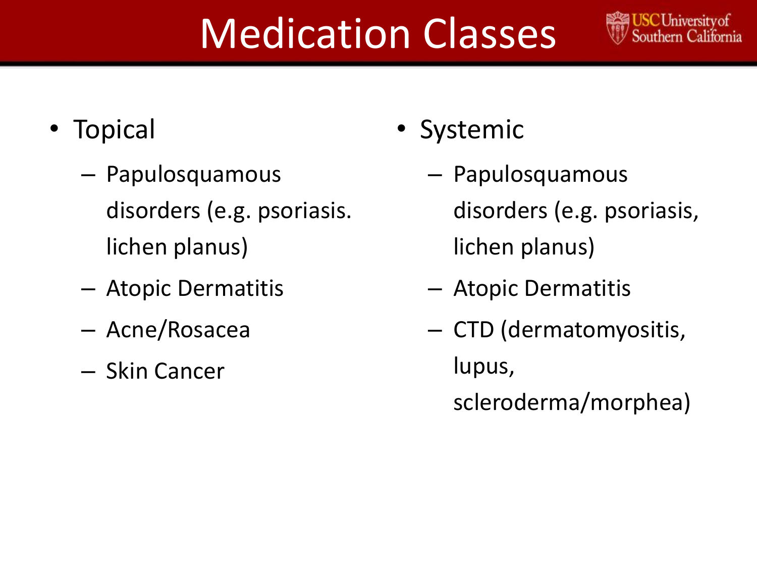# Medication Classes

- Topical
  - Papulosquamous disorders (e.g. psoriasis. lichen planus)
  - Atopic Dermatitis
  - Acne/Rosacea
  - Skin Cancer
- Systemic
  - Papulosquamous disorders (e.g. psoriasis, lichen planus)
  - Atopic Dermatitis
  - CTD (dermatomyositis, lupus, scleroderma/morphea)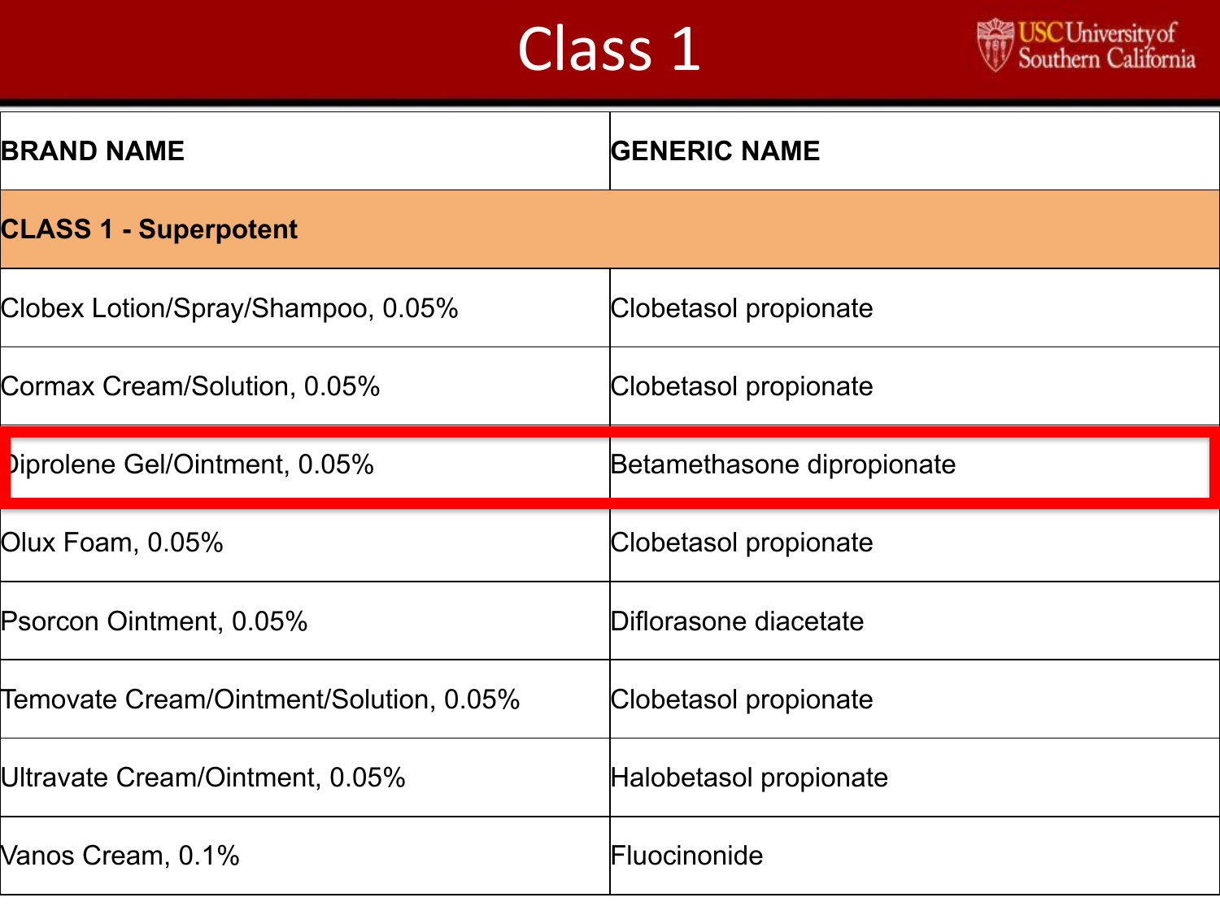# Class 1

| BRAND NAME | GENERIC NAME |
| --- | --- |
| **CLASS 1 - Superpotent** | |
| Clobex Lotion/Spray/Shampoo, 0.05% | Clobetasol propionate |
| Cormax Cream/Solution, 0.05% | Clobetasol propionate |
| Diprolene Gel/Ointment, 0.05% | Betamethasone dipropionate |
| Olux Foam, 0.05% | Clobetasol propionate |
| Psorcon Ointment, 0.05% | Diflorasone diacetate |
| Temovate Cream/Ointment/Solution, 0.05% | Clobetasol propionate |
| Ultravate Cream/Ointment, 0.05% | Halobetasol propionate |
| Vanos Cream, 0.1% | Fluocinonide |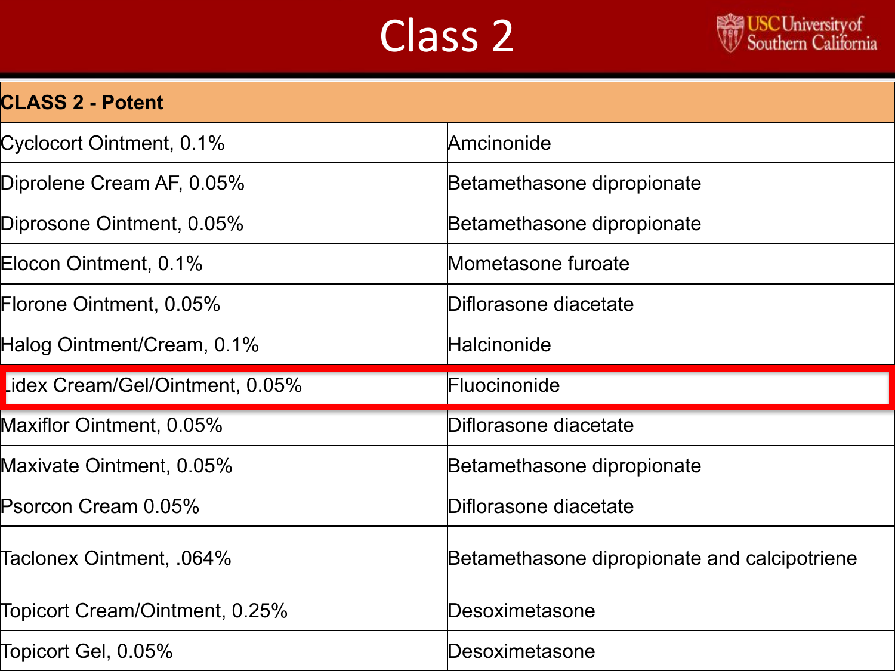# Class 2

| CLASS 2 - Potent | |
|---|---|
| Cyclocort Ointment, 0.1% | Amcinonide |
| Diprolene Cream AF, 0.05% | Betamethasone dipropionate |
| Diprosone Ointment, 0.05% | Betamethasone dipropionate |
| Elocon Ointment, 0.1% | Mometasone furoate |
| Florone Ointment, 0.05% | Diflorasone diacetate |
| Halog Ointment/Cream, 0.1% | Halcinonide |
| Lidex Cream/Gel/Ointment, 0.05% | Fluocinonide |
| Maxiflor Ointment, 0.05% | Diflorasone diacetate |
| Maxivate Ointment, 0.05% | Betamethasone dipropionate |
| Psorcon Cream 0.05% | Diflorasone diacetate |
| Taclonex Ointment, .064% | Betamethasone dipropionate and calcipotriene |
| Topicort Cream/Ointment, 0.25% | Desoximetasone |
| Topicort Gel, 0.05% | Desoximetasone |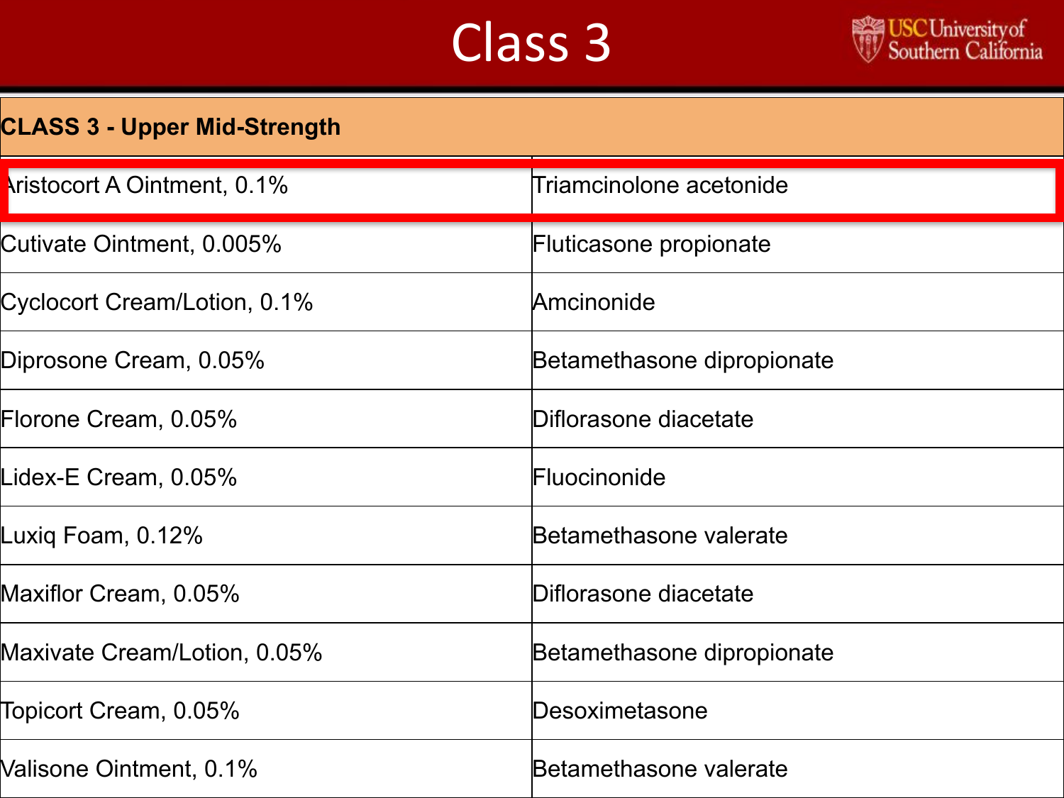# Class 3

| CLASS 3 - Upper Mid-Strength | |
|---|---|
| Aristocort A Ointment, 0.1% | Triamcinolone acetonide |
| Cutivate Ointment, 0.005% | Fluticasone propionate |
| Cyclocort Cream/Lotion, 0.1% | Amcinonide |
| Diprosone Cream, 0.05% | Betamethasone dipropionate |
| Florone Cream, 0.05% | Diflorasone diacetate |
| Lidex-E Cream, 0.05% | Fluocinonide |
| Luxiq Foam, 0.12% | Betamethasone valerate |
| Maxiflor Cream, 0.05% | Diflorasone diacetate |
| Maxivate Cream/Lotion, 0.05% | Betamethasone dipropionate |
| Topicort Cream, 0.05% | Desoximetasone |
| Valisone Ointment, 0.1% | Betamethasone valerate |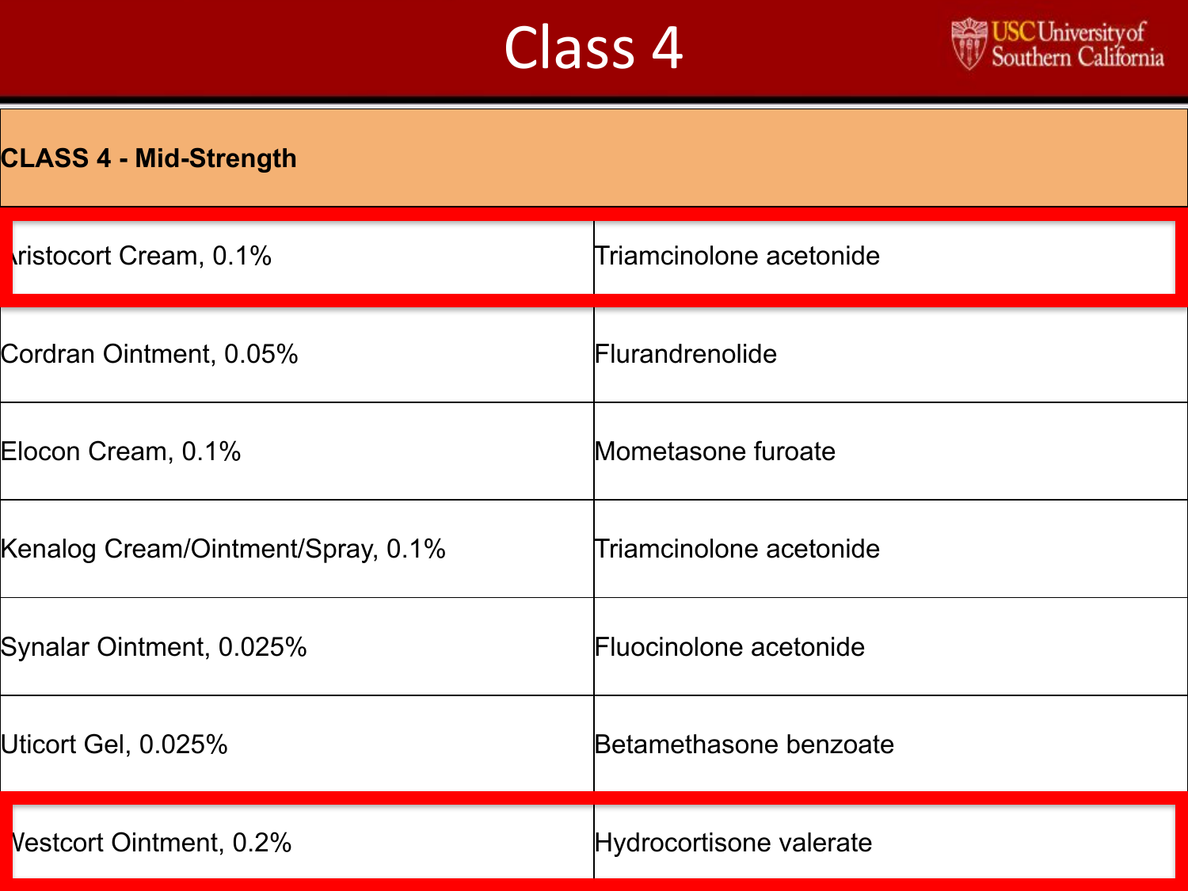# Class 4

| CLASS 4 - Mid-Strength | |
|---|---|
| Aristocort Cream, 0.1% | Triamcinolone acetonide |
| Cordran Ointment, 0.05% | Flurandrenolide |
| Elocon Cream, 0.1% | Mometasone furoate |
| Kenalog Cream/Ointment/Spray, 0.1% | Triamcinolone acetonide |
| Synalar Ointment, 0.025% | Fluocinolone acetonide |
| Uticort Gel, 0.025% | Betamethasone benzoate |
| Westcort Ointment, 0.2% | Hydrocortisone valerate |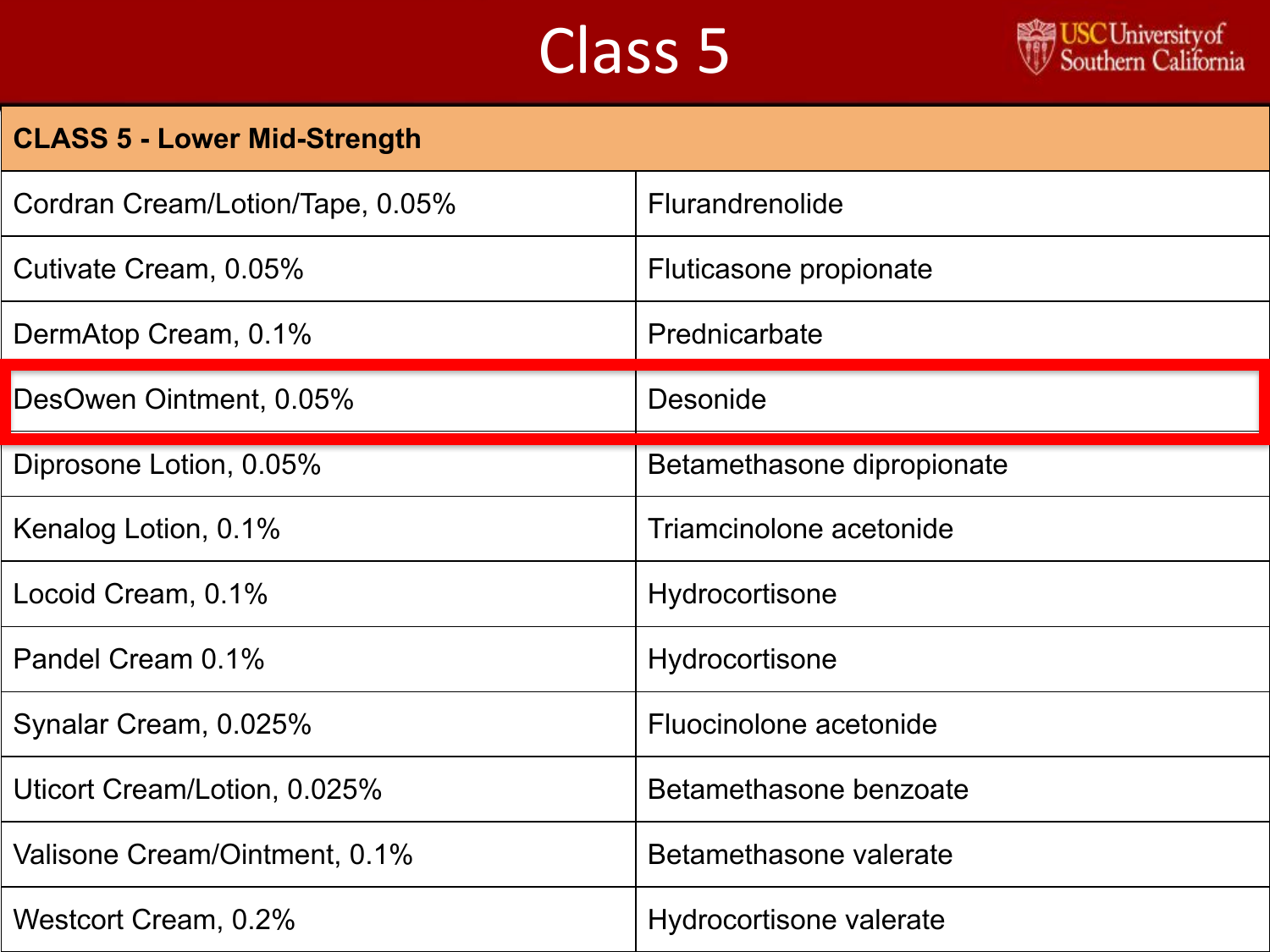# Class 5

| CLASS 5 - Lower Mid-Strength | |
|---|---|
| Cordran Cream/Lotion/Tape, 0.05% | Flurandrenolide |
| Cutivate Cream, 0.05% | Fluticasone propionate |
| DermAtop Cream, 0.1% | Prednicarbate |
| DesOwen Ointment, 0.05% | Desonide |
| Diprosone Lotion, 0.05% | Betamethasone dipropionate |
| Kenalog Lotion, 0.1% | Triamcinolone acetonide |
| Locoid Cream, 0.1% | Hydrocortisone |
| Pandel Cream 0.1% | Hydrocortisone |
| Synalar Cream, 0.025% | Fluocinolone acetonide |
| Uticort Cream/Lotion, 0.025% | Betamethasone benzoate |
| Valisone Cream/Ointment, 0.1% | Betamethasone valerate |
| Westcort Cream, 0.2% | Hydrocortisone valerate |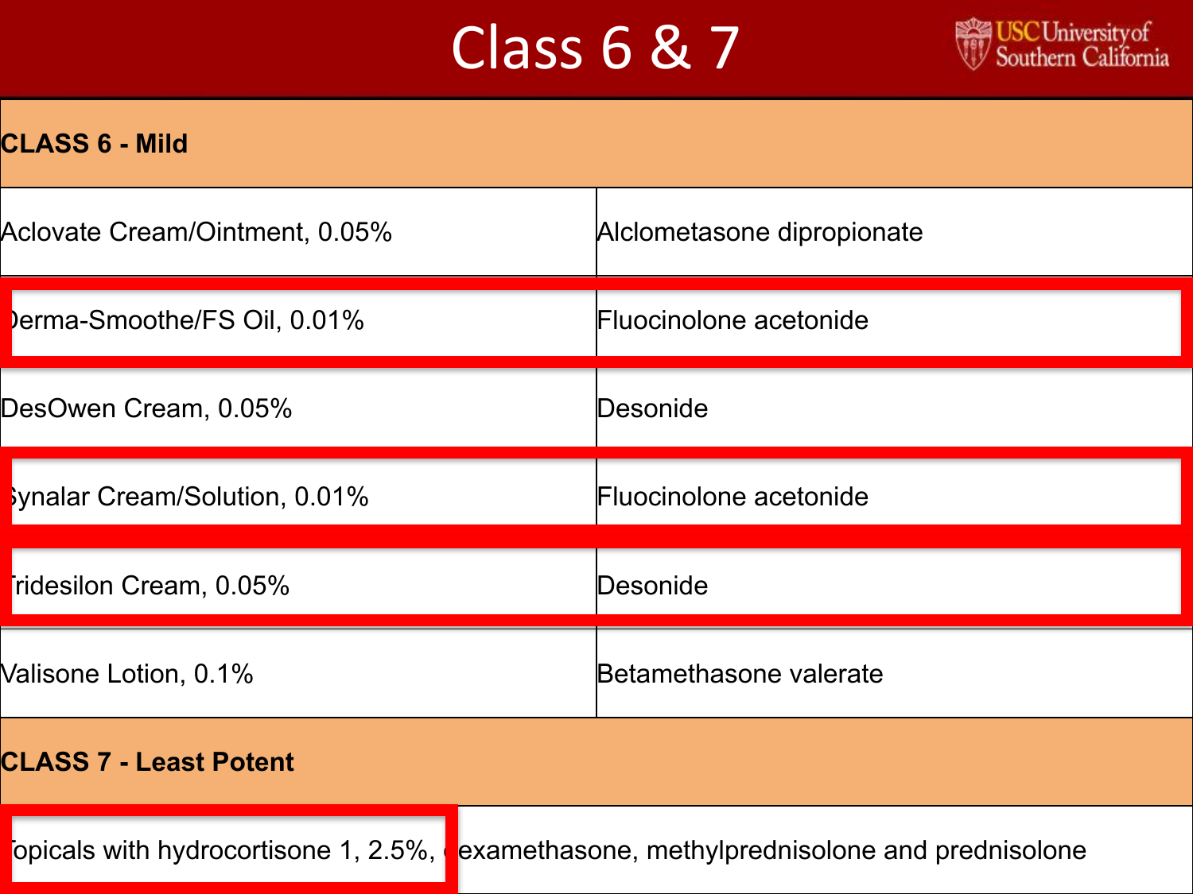# Class 6 & 7

| CLASS 6 - Mild | |
|---|---|
| Aclovate Cream/Ointment, 0.05% | Alclometasone dipropionate |
| Derma-Smoothe/FS Oil, 0.01% | Fluocinolone acetonide |
| DesOwen Cream, 0.05% | Desonide |
| Synalar Cream/Solution, 0.01% | Fluocinolone acetonide |
| Tridesilon Cream, 0.05% | Desonide |
| Valisone Lotion, 0.1% | Betamethasone valerate |
| **CLASS 7 - Least Potent** | |
| Topicals with hydrocortisone 1, 2.5%, dexamethasone, methylprednisolone and prednisolone | |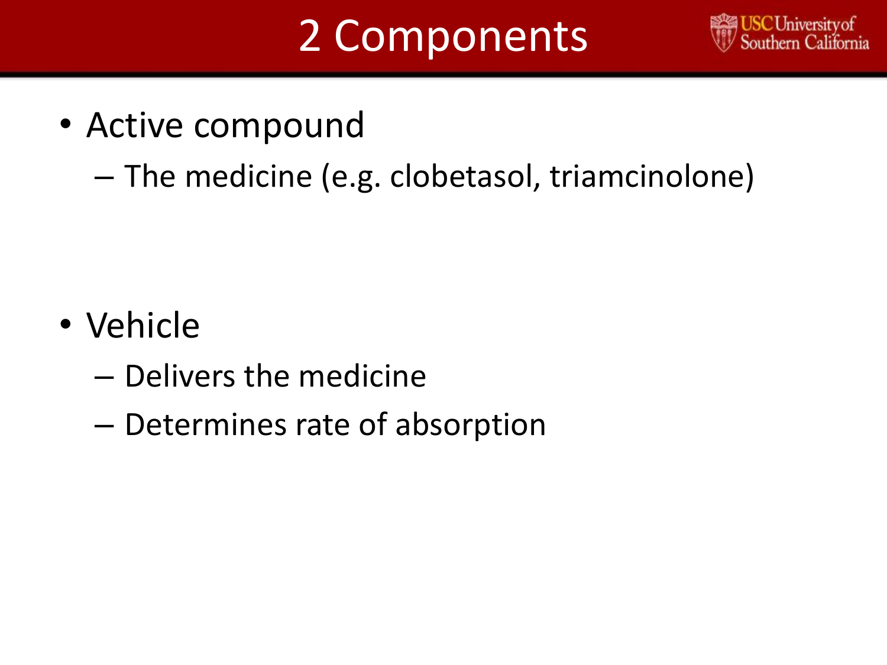# 2 Components

- Active compound
  - The medicine (e.g. clobetasol, triamcinolone)

- Vehicle
  - Delivers the medicine
  - Determines rate of absorption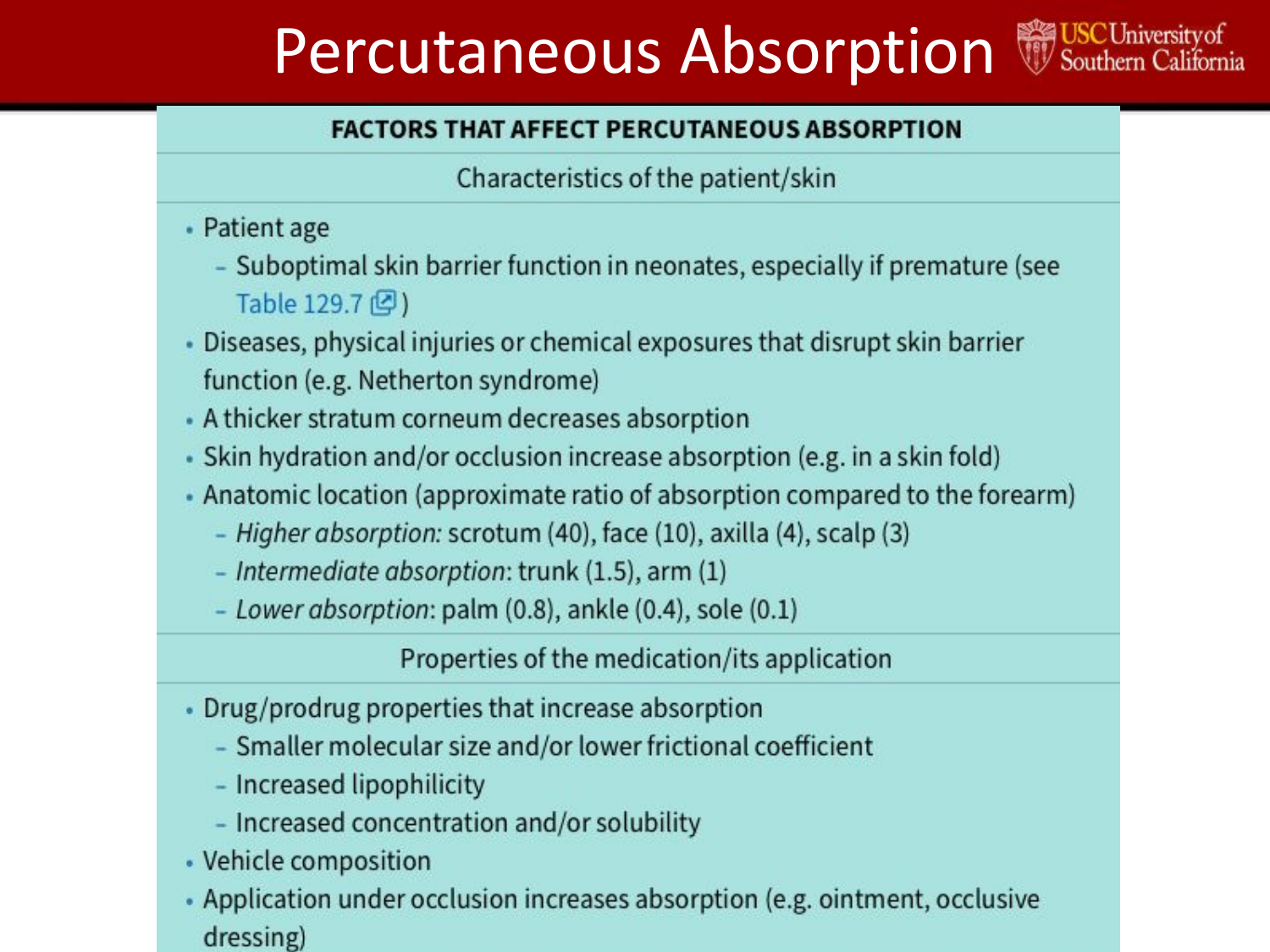# Percutaneous Absorption

**FACTORS THAT AFFECT PERCUTANEOUS ABSORPTION**

Characteristics of the patient/skin

- Patient age
  - Suboptimal skin barrier function in neonates, especially if premature (see Table 129.7)
- Diseases, physical injuries or chemical exposures that disrupt skin barrier function (e.g. Netherton syndrome)
- A thicker stratum corneum decreases absorption
- Skin hydration and/or occlusion increase absorption (e.g. in a skin fold)
- Anatomic location (approximate ratio of absorption compared to the forearm)
  - *Higher absorption:* scrotum (40), face (10), axilla (4), scalp (3)
  - *Intermediate absorption*: trunk (1.5), arm (1)
  - *Lower absorption*: palm (0.8), ankle (0.4), sole (0.1)

Properties of the medication/its application

- Drug/prodrug properties that increase absorption
  - Smaller molecular size and/or lower frictional coefficient
  - Increased lipophilicity
  - Increased concentration and/or solubility
- Vehicle composition
- Application under occlusion increases absorption (e.g. ointment, occlusive dressing)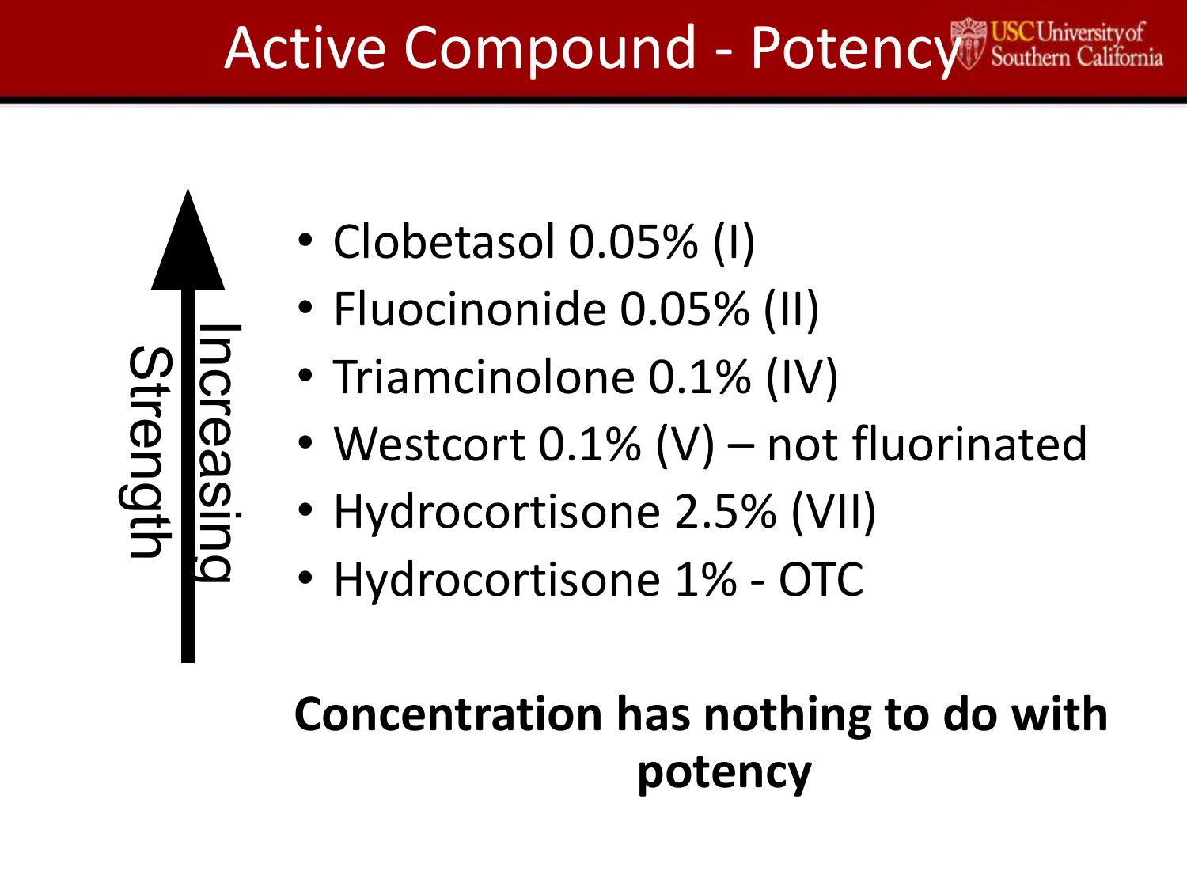# Active Compound - Potency

Increasing Strength ↑

- Clobetasol 0.05% (I)
- Fluocinonide 0.05% (II)
- Triamcinolone 0.1% (IV)
- Westcort 0.1% (V) – not fluorinated
- Hydrocortisone 2.5% (VII)
- Hydrocortisone 1% - OTC

**Concentration has nothing to do with potency**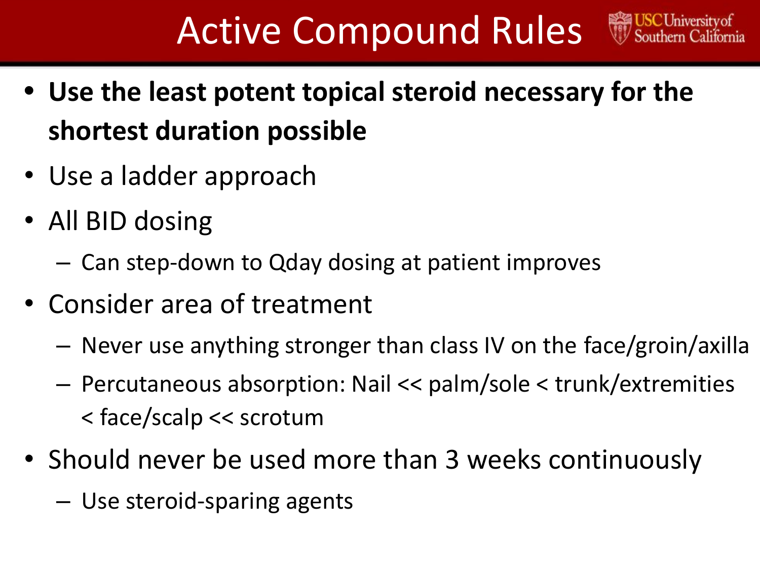# Active Compound Rules

- **Use the least potent topical steroid necessary for the shortest duration possible**
- Use a ladder approach
- All BID dosing
  - Can step-down to Qday dosing at patient improves
- Consider area of treatment
  - Never use anything stronger than class IV on the face/groin/axilla
  - Percutaneous absorption: Nail << palm/sole < trunk/extremities < face/scalp << scrotum
- Should never be used more than 3 weeks continuously
  - Use steroid-sparing agents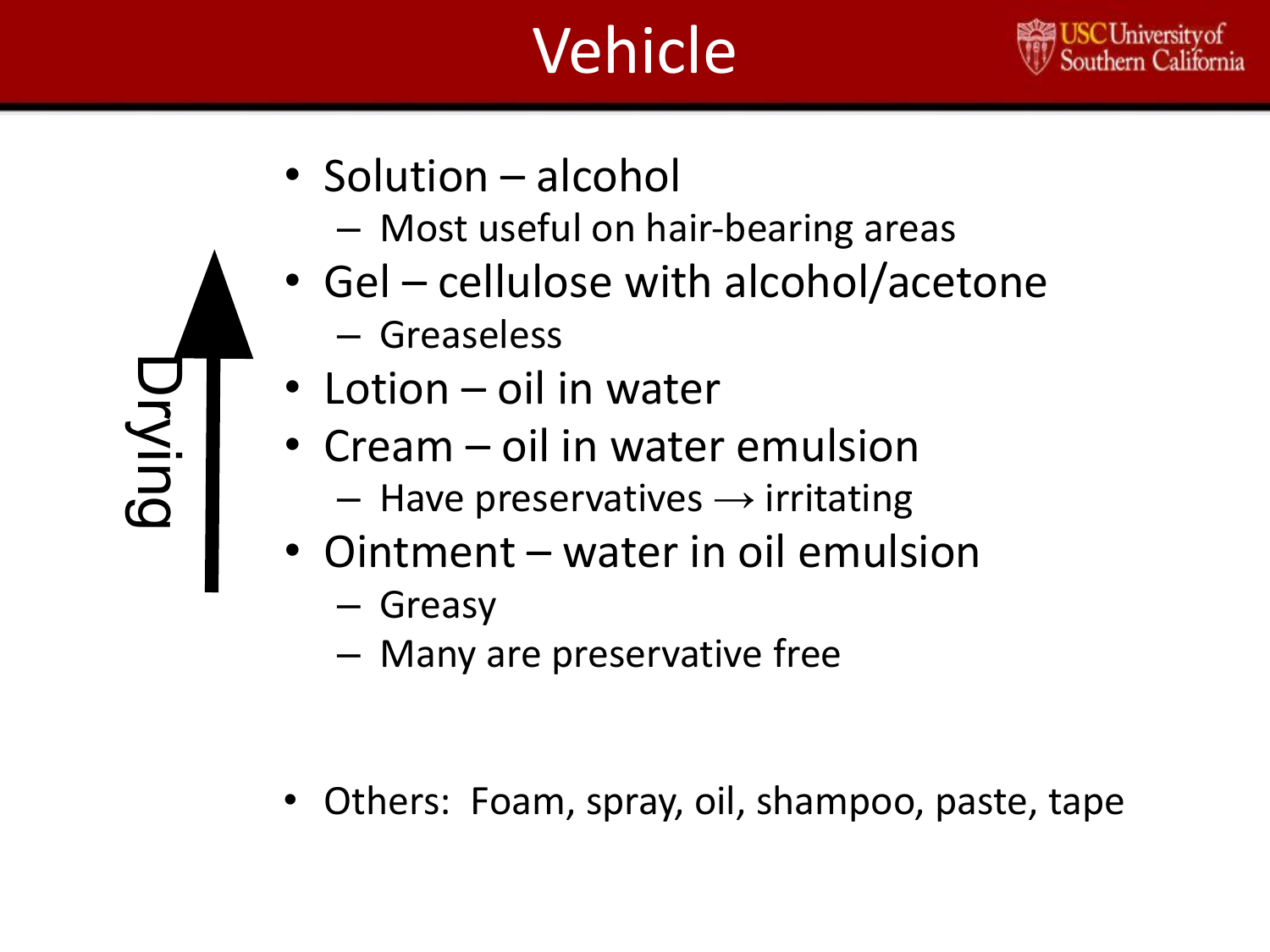# Vehicle

Drying ↑

- Solution – alcohol
  - Most useful on hair-bearing areas
- Gel – cellulose with alcohol/acetone
  - Greaseless
- Lotion – oil in water
- Cream – oil in water emulsion
  - Have preservatives → irritating
- Ointment – water in oil emulsion
  - Greasy
  - Many are preservative free

- Others: Foam, spray, oil, shampoo, paste, tape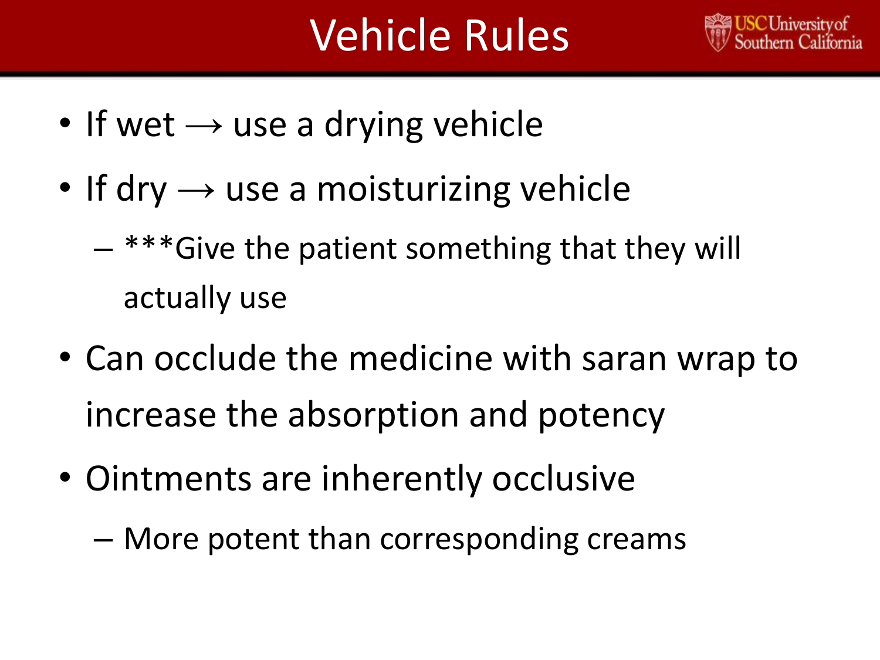# Vehicle Rules

- If wet → use a drying vehicle
- If dry → use a moisturizing vehicle
  - ***Give the patient something that they will actually use
- Can occlude the medicine with saran wrap to increase the absorption and potency
- Ointments are inherently occlusive
  - More potent than corresponding creams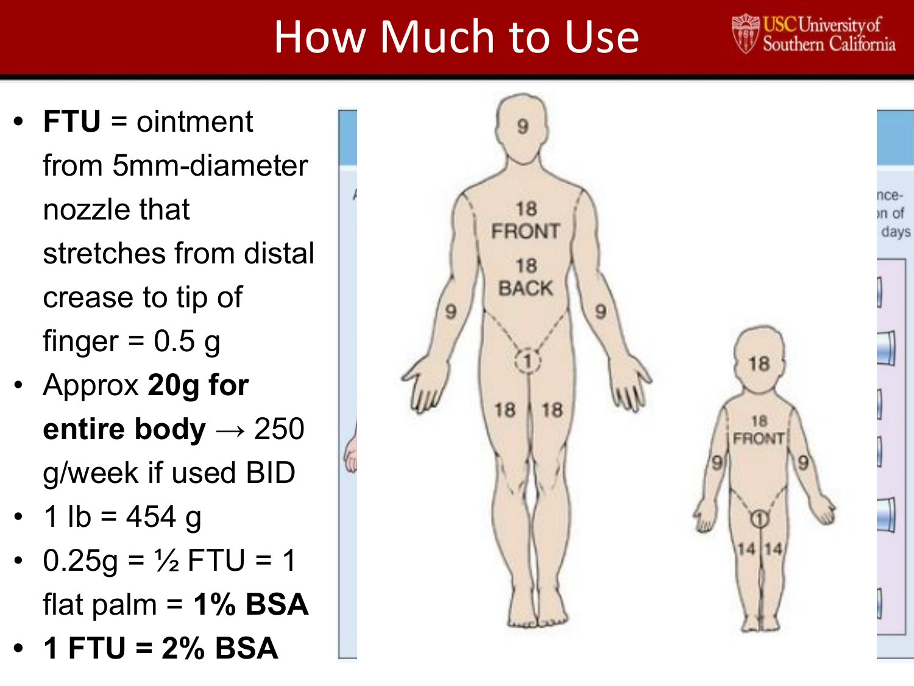# How Much to Use

- **FTU** = ointment from 5mm-diameter nozzle that stretches from distal crease to tip of finger = 0.5 g
- Approx **20g for entire body** → 250 g/week if used BID
- 1 lb = 454 g
- 0.25g = ½ FTU = 1 flat palm = **1% BSA**
- **1 FTU = 2% BSA**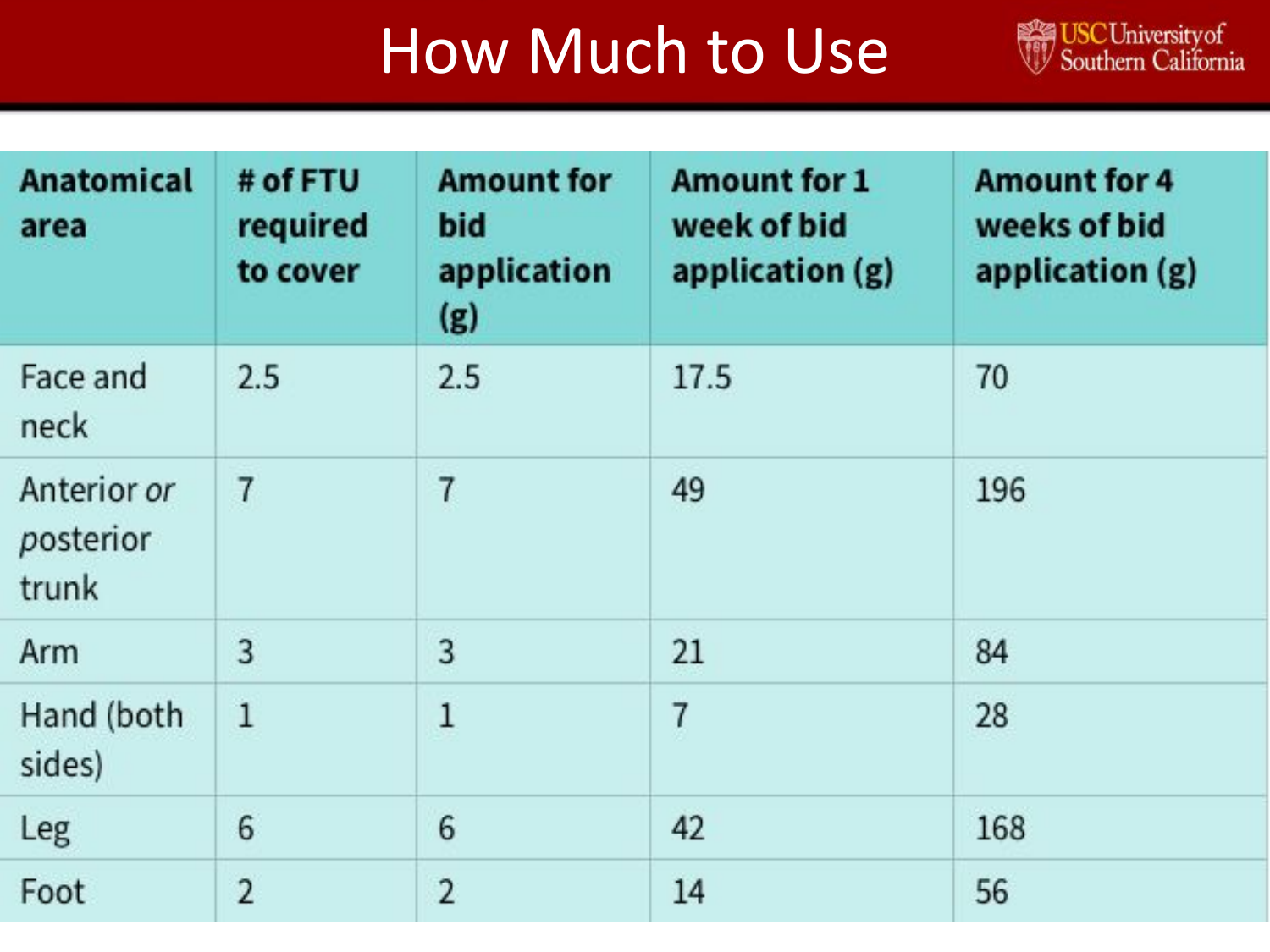# How Much to Use

| Anatomical area | # of FTU required to cover | Amount for bid application (g) | Amount for 1 week of bid application (g) | Amount for 4 weeks of bid application (g) |
|---|---|---|---|---|
| Face and neck | 2.5 | 2.5 | 17.5 | 70 |
| Anterior *or* *posterior* trunk | 7 | 7 | 49 | 196 |
| Arm | 3 | 3 | 21 | 84 |
| Hand (both sides) | 1 | 1 | 7 | 28 |
| Leg | 6 | 6 | 42 | 168 |
| Foot | 2 | 2 | 14 | 56 |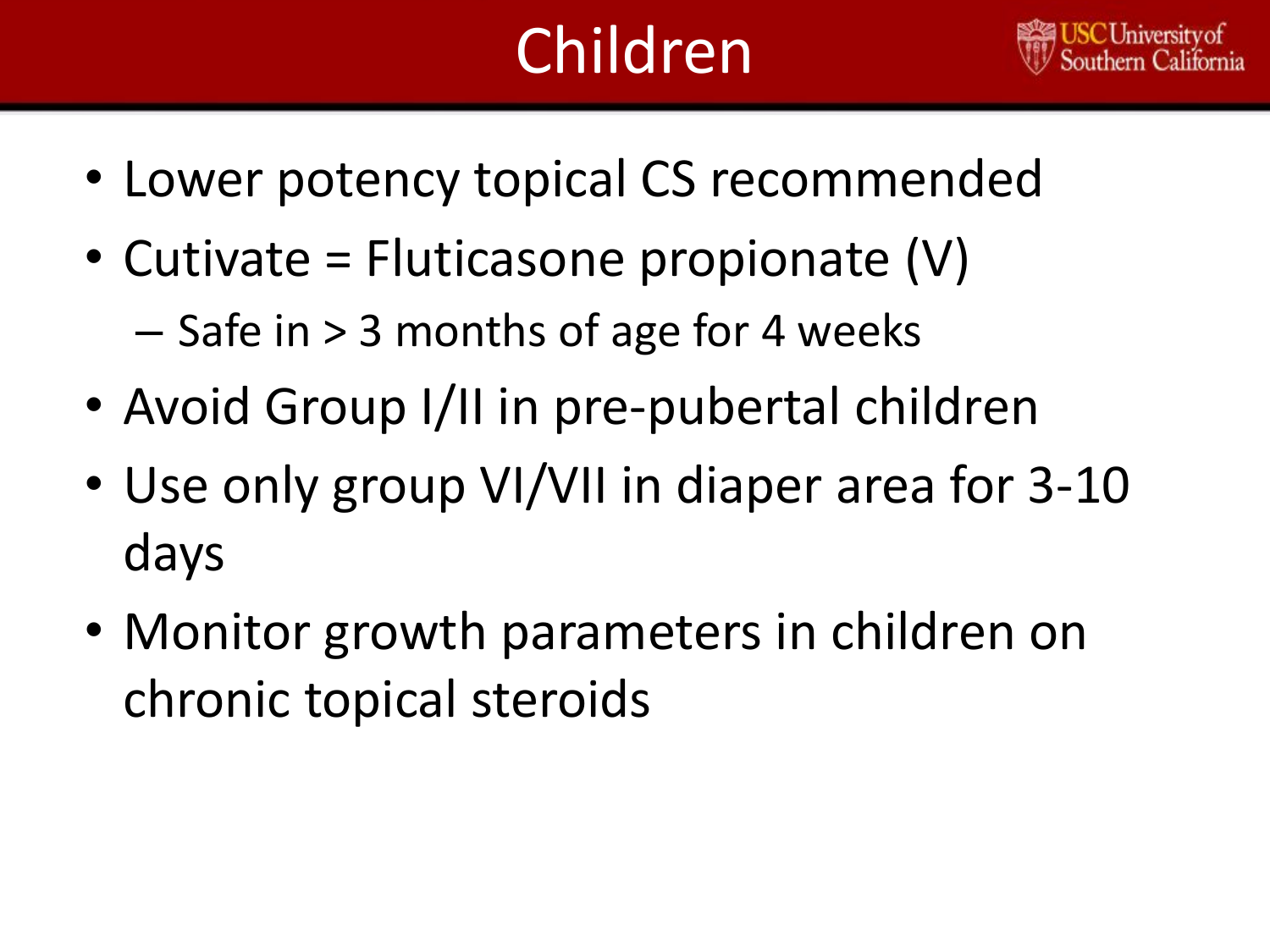# Children

- Lower potency topical CS recommended
- Cutivate = Fluticasone propionate (V)
  - Safe in > 3 months of age for 4 weeks
- Avoid Group I/II in pre-pubertal children
- Use only group VI/VII in diaper area for 3-10 days
- Monitor growth parameters in children on chronic topical steroids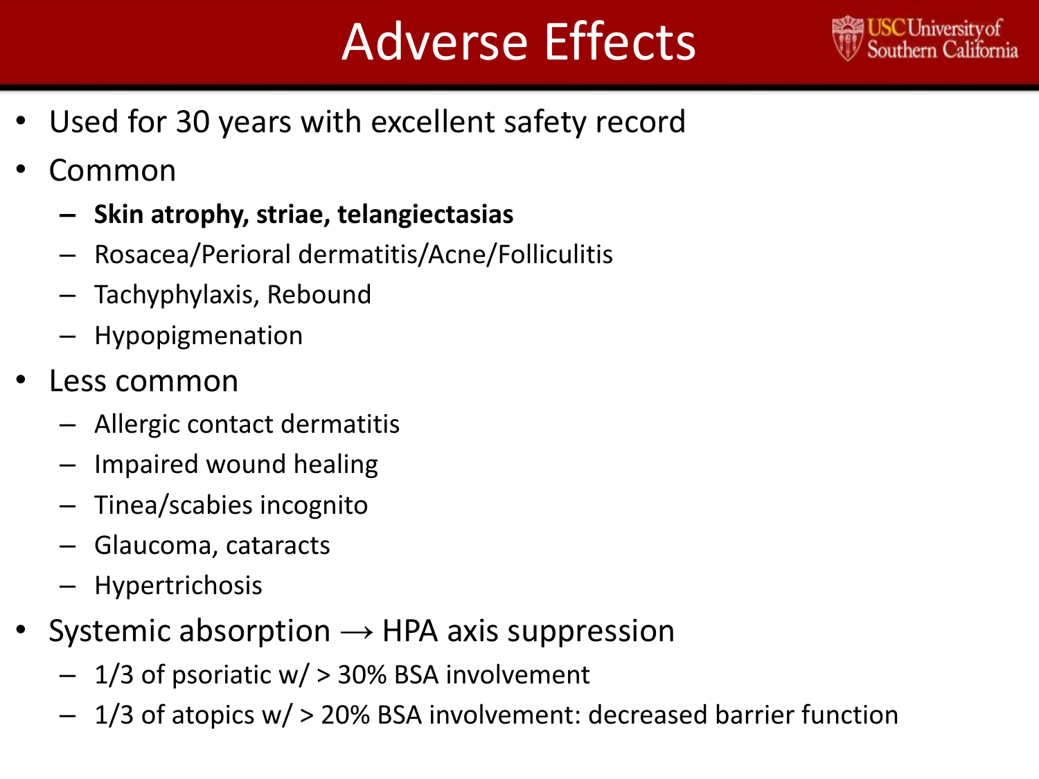# Adverse Effects

- Used for 30 years with excellent safety record
- Common
  - **Skin atrophy, striae, telangiectasias**
  - Rosacea/Perioral dermatitis/Acne/Folliculitis
  - Tachyphylaxis, Rebound
  - Hypopigmenation
- Less common
  - Allergic contact dermatitis
  - Impaired wound healing
  - Tinea/scabies incognito
  - Glaucoma, cataracts
  - Hypertrichosis
- Systemic absorption → HPA axis suppression
  - 1/3 of psoriatic w/ > 30% BSA involvement
  - 1/3 of atopics w/ > 20% BSA involvement: decreased barrier function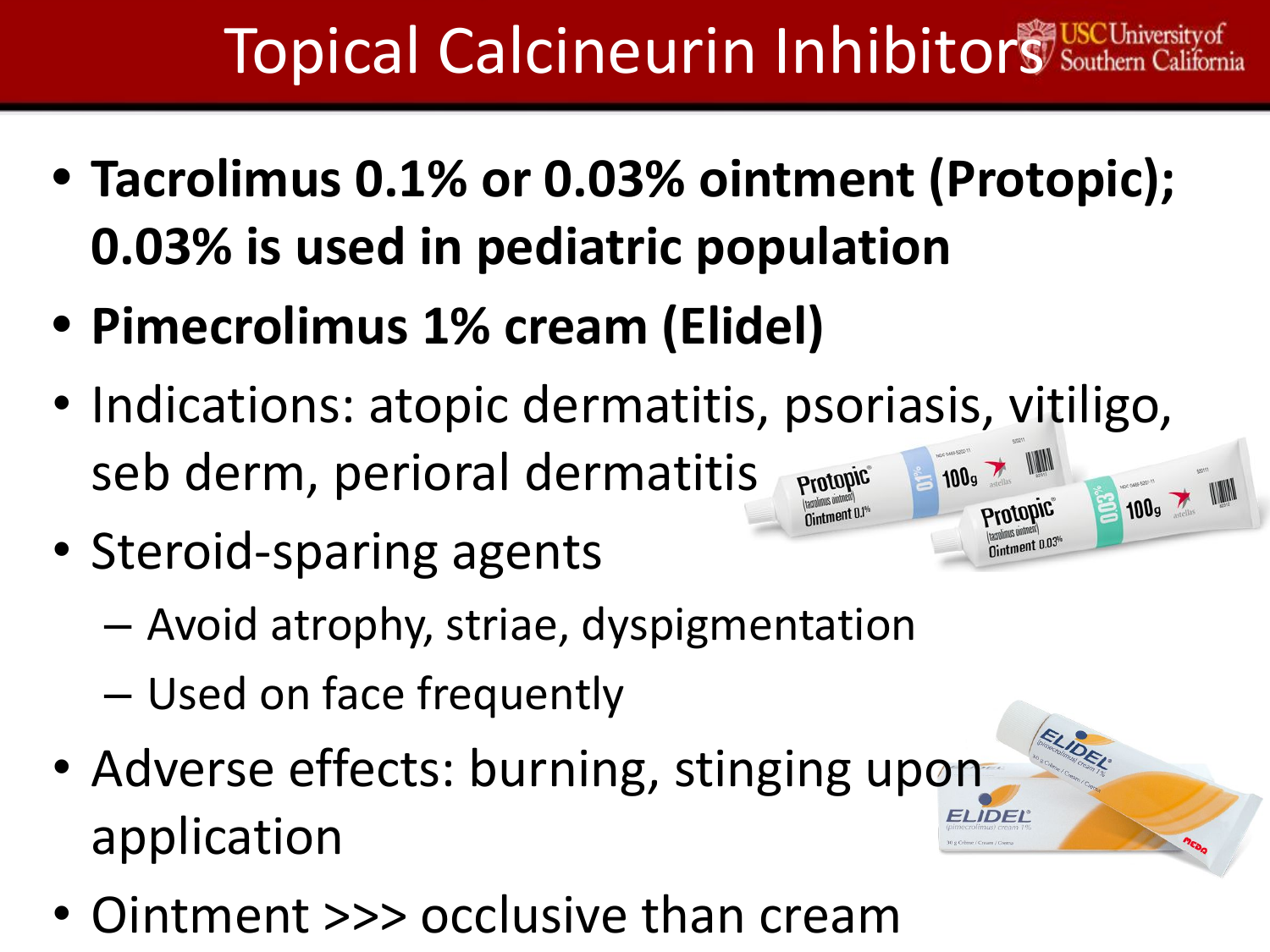# Topical Calcineurin Inhibitors

- **Tacrolimus 0.1% or 0.03% ointment (Protopic); 0.03% is used in pediatric population**
- **Pimecrolimus 1% cream (Elidel)**
- Indications: atopic dermatitis, psoriasis, vitiligo, seb derm, perioral dermatitis
- Steroid-sparing agents
  - Avoid atrophy, striae, dyspigmentation
  - Used on face frequently
- Adverse effects: burning, stinging upon application
- Ointment >>> occlusive than cream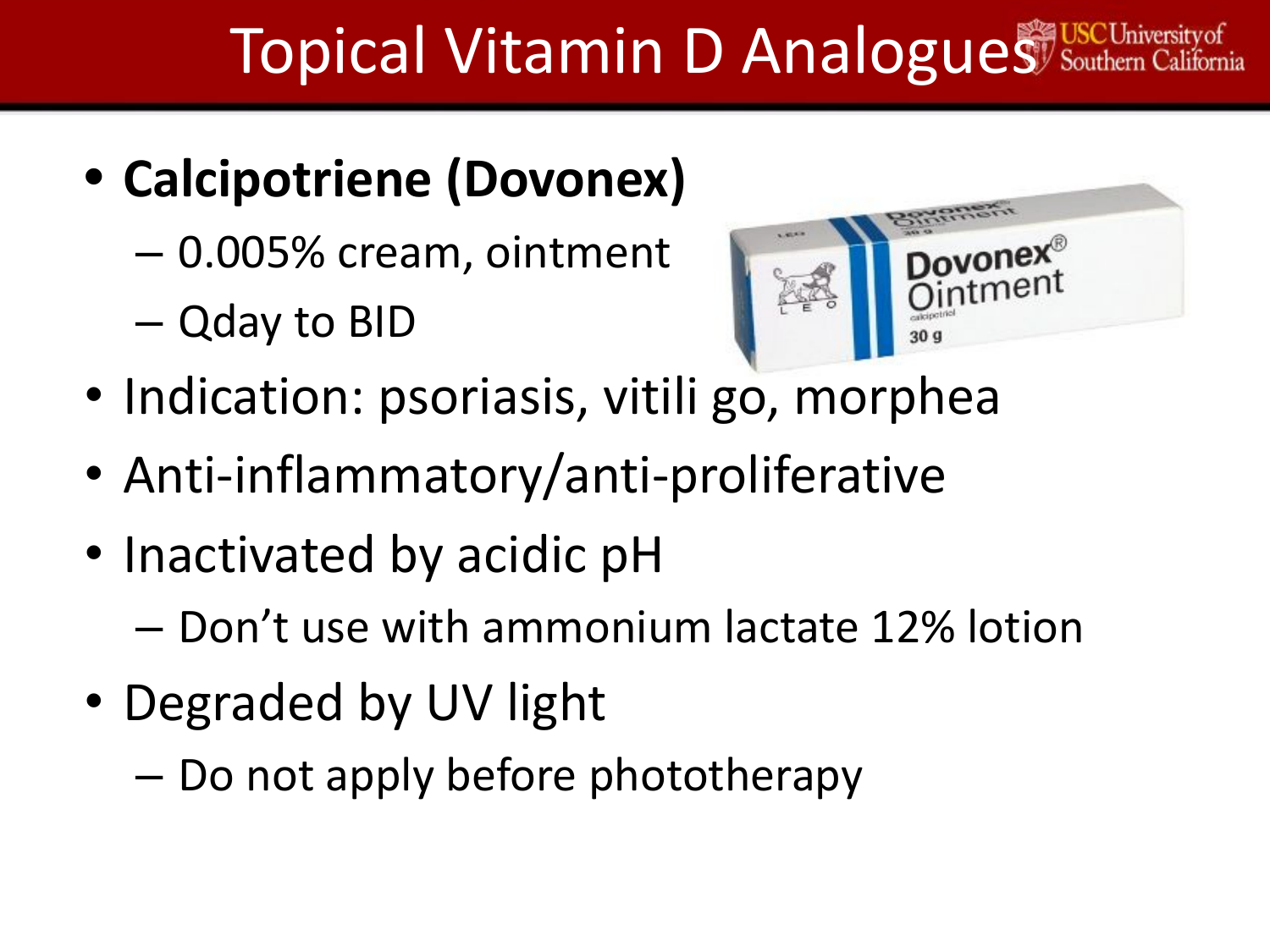# Topical Vitamin D Analogues

- **Calcipotriene (Dovonex)**
  - 0.005% cream, ointment
  - Qday to BID
- Indication: psoriasis, vitili go, morphea
- Anti-inflammatory/anti-proliferative
- Inactivated by acidic pH
  - Don't use with ammonium lactate 12% lotion
- Degraded by UV light
  - Do not apply before phototherapy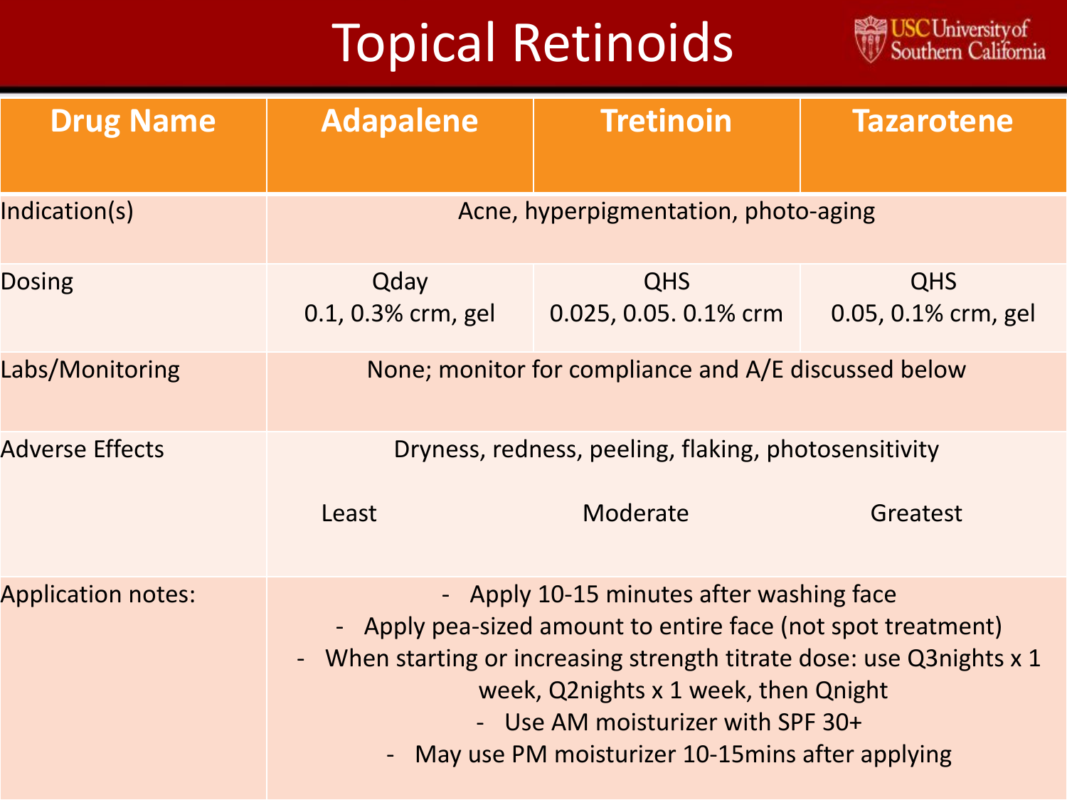# Topical Retinoids

| Drug Name | Adapalene | Tretinoin | Tazarotene |
|---|---|---|---|
| Indication(s) | Acne, hyperpigmentation, photo-aging | | |
| Dosing | Qday<br>0.1, 0.3% crm, gel | QHS<br>0.025, 0.05. 0.1% crm | QHS<br>0.05, 0.1% crm, gel |
| Labs/Monitoring | None; monitor for compliance and A/E discussed below | | |
| Adverse Effects | Dryness, redness, peeling, flaking, photosensitivity<br><br>Least | Moderate | Greatest |
| Application notes: | - Apply 10-15 minutes after washing face<br>- Apply pea-sized amount to entire face (not spot treatment)<br>- When starting or increasing strength titrate dose: use Q3nights x 1 week, Q2nights x 1 week, then Qnight<br>- Use AM moisturizer with SPF 30+<br>- May use PM moisturizer 10-15mins after applying | | |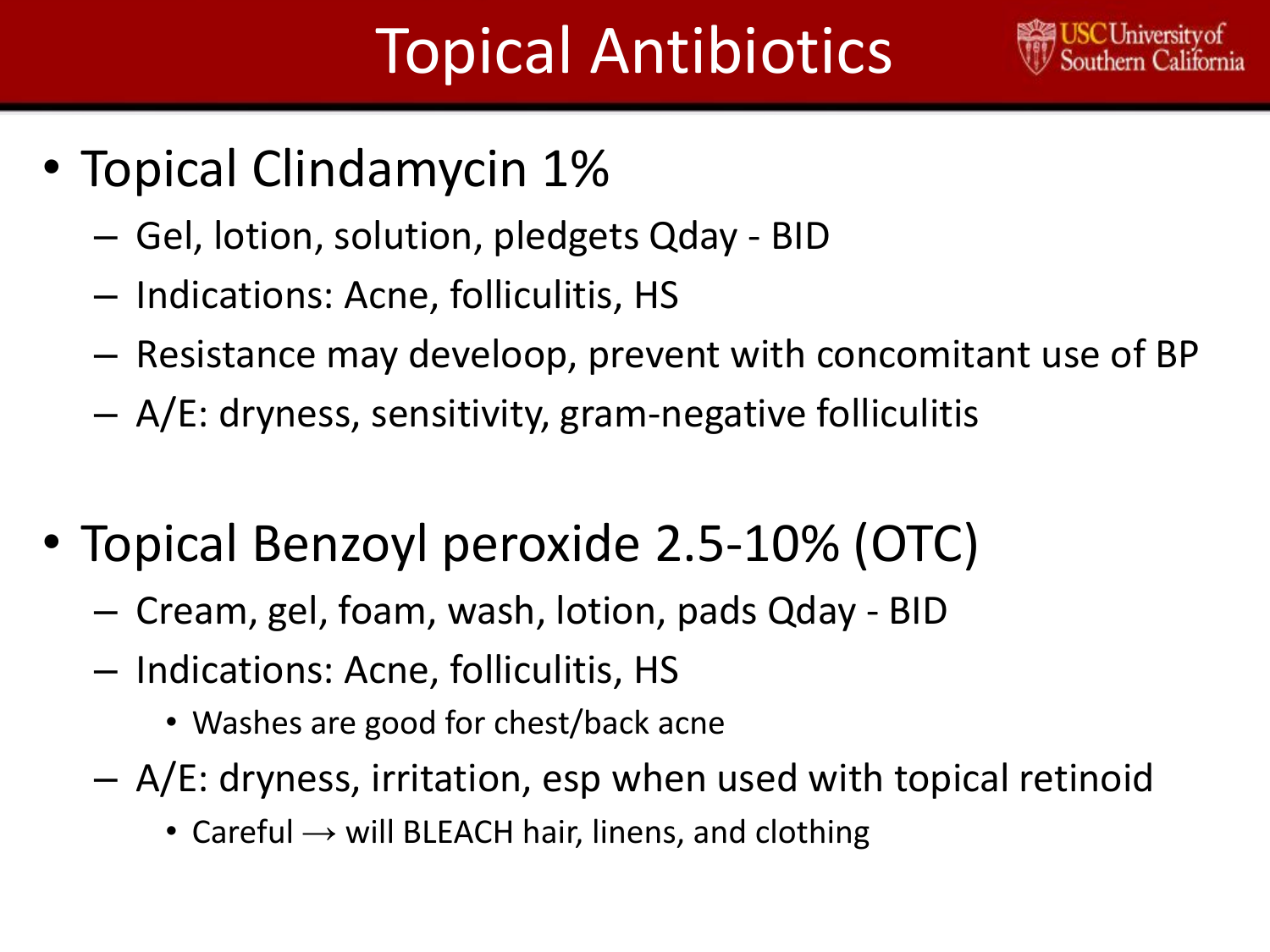# Topical Antibiotics

- Topical Clindamycin 1%
  - Gel, lotion, solution, pledgets Qday - BID
  - Indications: Acne, folliculitis, HS
  - Resistance may develoop, prevent with concomitant use of BP
  - A/E: dryness, sensitivity, gram-negative folliculitis

- Topical Benzoyl peroxide 2.5-10% (OTC)
  - Cream, gel, foam, wash, lotion, pads Qday - BID
  - Indications: Acne, folliculitis, HS
    - Washes are good for chest/back acne
  - A/E: dryness, irritation, esp when used with topical retinoid
    - Careful → will BLEACH hair, linens, and clothing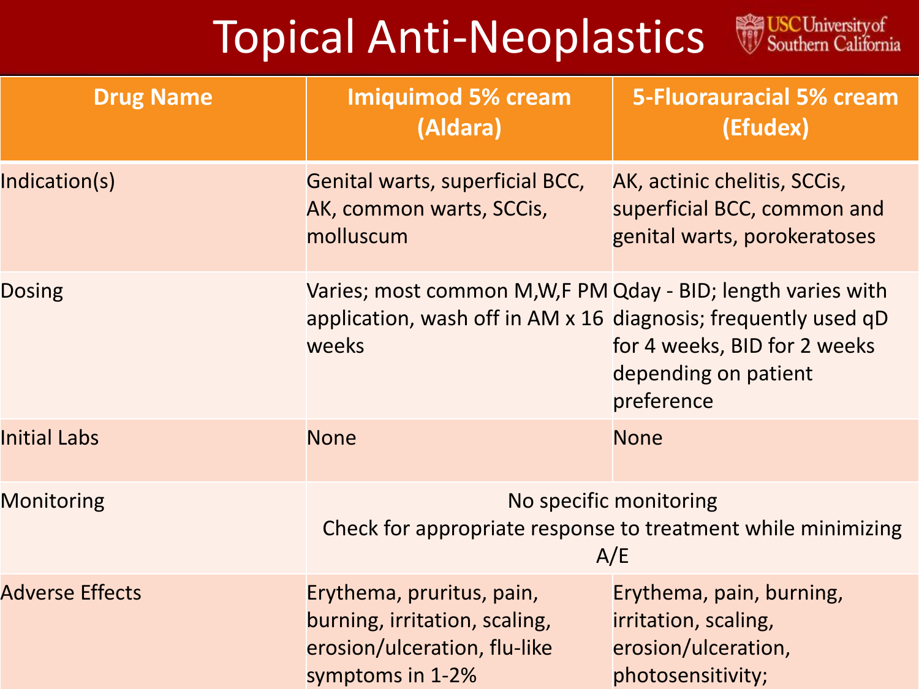# Topical Anti-Neoplastics

| Drug Name | Imiquimod 5% cream (Aldara) | 5-Fluorauracial 5% cream (Efudex) |
|---|---|---|
| Indication(s) | Genital warts, superficial BCC, AK, common warts, SCCis, molluscum | AK, actinic chelitis, SCCis, superficial BCC, common and genital warts, porokeratoses |
| Dosing | Varies; most common M,W,F PM application, wash off in AM x 16 weeks | Qday - BID; length varies with diagnosis; frequently used qD for 4 weeks, BID for 2 weeks depending on patient preference |
| Initial Labs | None | None |
| Monitoring | No specific monitoring<br>Check for appropriate response to treatment while minimizing A/E | |
| Adverse Effects | Erythema, pruritus, pain, burning, irritation, scaling, erosion/ulceration, flu-like symptoms in 1-2% | Erythema, pain, burning, irritation, scaling, erosion/ulceration, photosensitivity; |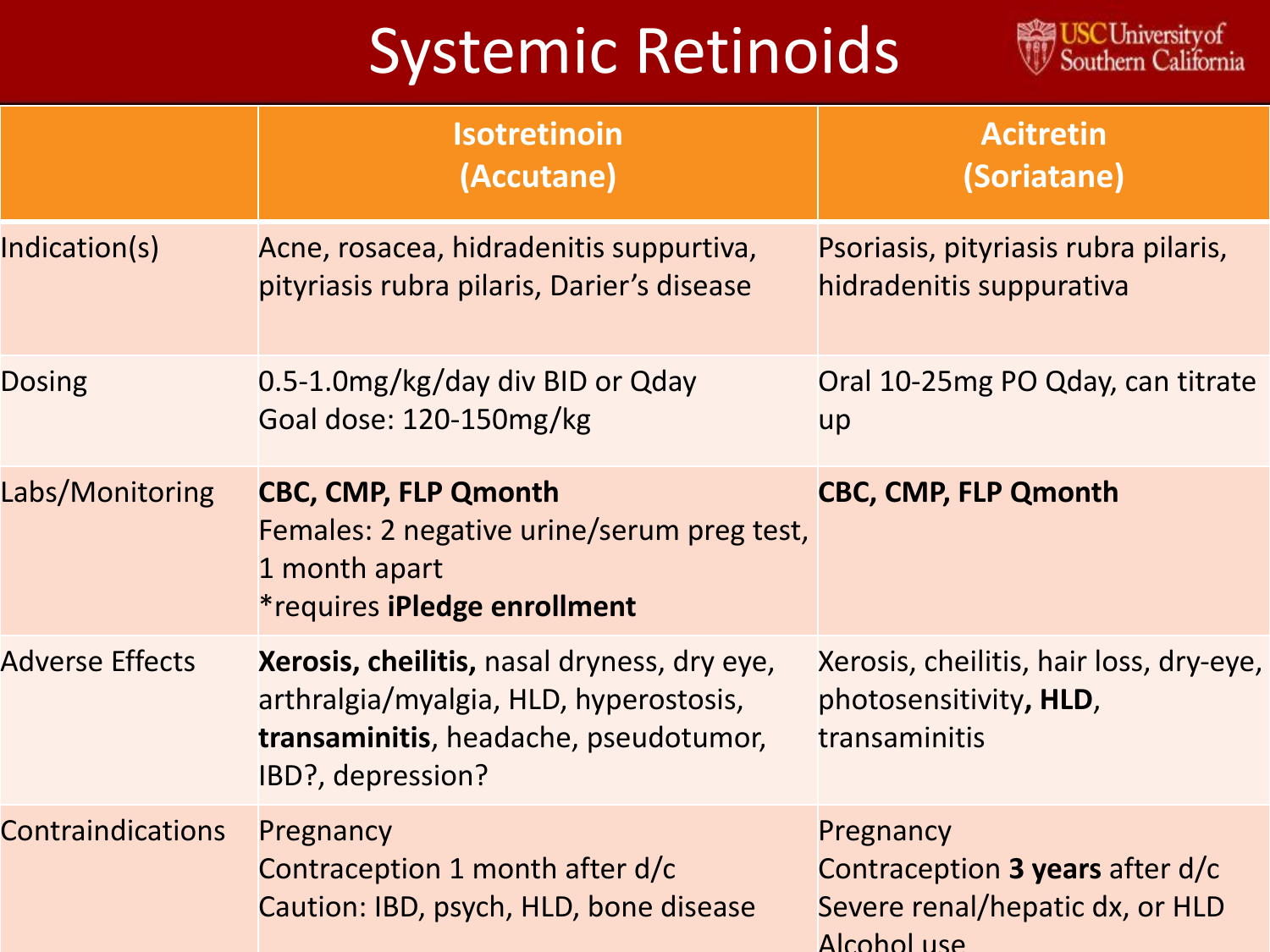# Systemic Retinoids

| | Isotretinoin (Accutane) | Acitretin (Soriatane) |
|---|---|---|
| Indication(s) | Acne, rosacea, hidradenitis suppurtiva, pityriasis rubra pilaris, Darier's disease | Psoriasis, pityriasis rubra pilaris, hidradenitis suppurativa |
| Dosing | 0.5-1.0mg/kg/day div BID or Qday<br>Goal dose: 120-150mg/kg | Oral 10-25mg PO Qday, can titrate up |
| Labs/Monitoring | **CBC, CMP, FLP Qmonth**<br>Females: 2 negative urine/serum preg test, 1 month apart<br>*requires **iPledge enrollment** | **CBC, CMP, FLP Qmonth** |
| Adverse Effects | **Xerosis, cheilitis,** nasal dryness, dry eye, arthralgia/myalgia, HLD, hyperostosis, **transaminitis**, headache, pseudotumor, IBD?, depression? | Xerosis, cheilitis, hair loss, dry-eye, photosensitivity**, HLD**, transaminitis |
| Contraindications | Pregnancy<br>Contraception 1 month after d/c<br>Caution: IBD, psych, HLD, bone disease | Pregnancy<br>Contraception **3 years** after d/c<br>Severe renal/hepatic dx, or HLD<br>Alcohol use |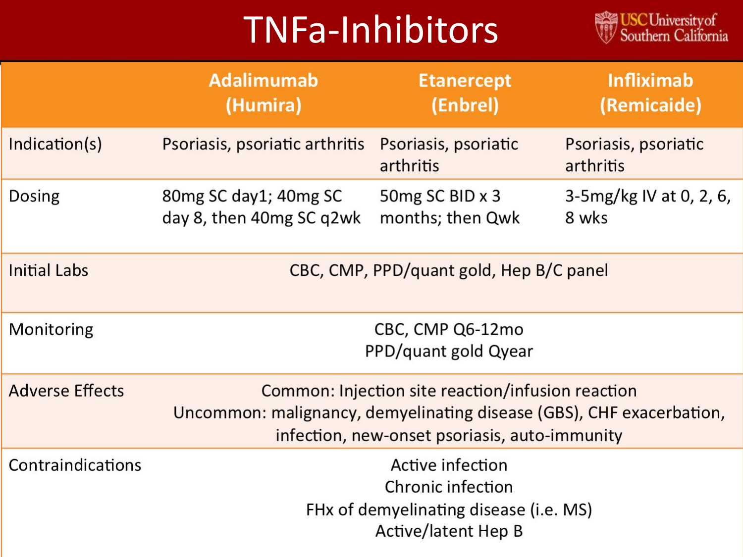# TNFa-Inhibitors

| | Adalimumab (Humira) | Etanercept (Enbrel) | Infliximab (Remicaide) |
|---|---|---|---|
| Indication(s) | Psoriasis, psoriatic arthritis | Psoriasis, psoriatic arthritis | Psoriasis, psoriatic arthritis |
| Dosing | 80mg SC day1; 40mg SC day 8, then 40mg SC q2wk | 50mg SC BID x 3 months; then Qwk | 3-5mg/kg IV at 0, 2, 6, 8 wks |
| Initial Labs | CBC, CMP, PPD/quant gold, Hep B/C panel | | |
| Monitoring | CBC, CMP Q6-12mo<br>PPD/quant gold Qyear | | |
| Adverse Effects | Common: Injection site reaction/infusion reaction<br>Uncommon: malignancy, demyelinating disease (GBS), CHF exacerbation, infection, new-onset psoriasis, auto-immunity | | |
| Contraindications | Active infection<br>Chronic infection<br>FHx of demyelinating disease (i.e. MS)<br>Active/latent Hep B | | |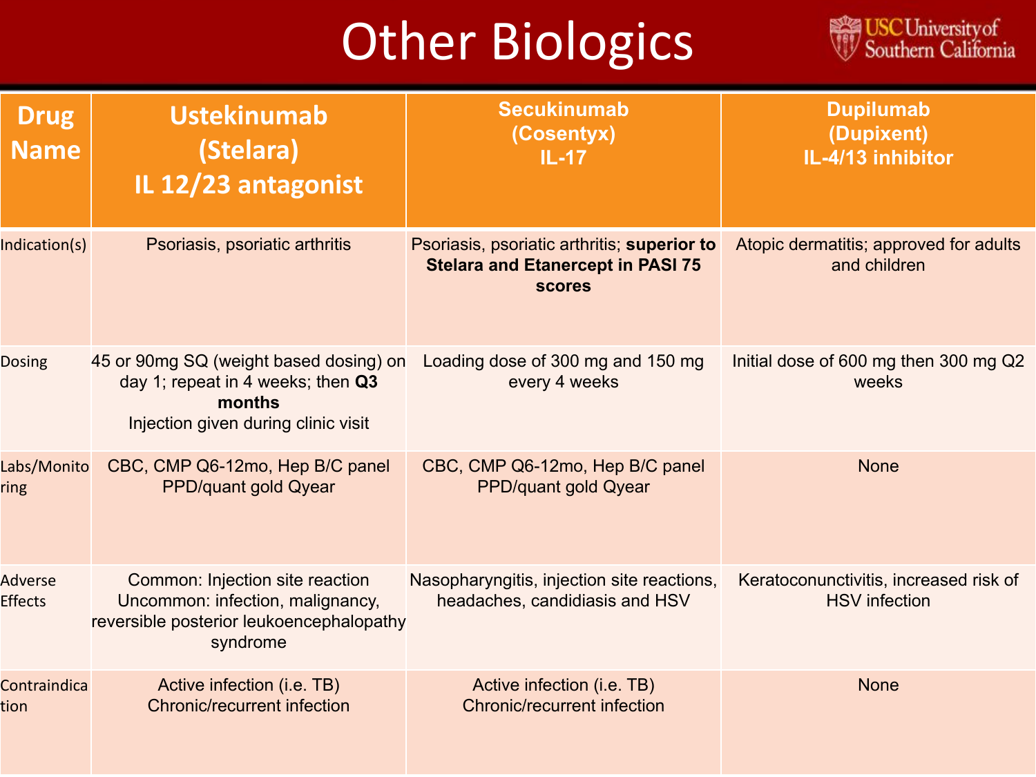# Other Biologics

| Drug Name | Ustekinumab (Stelara) IL 12/23 antagonist | Secukinumab (Cosentyx) IL-17 | Dupilumab (Dupixent) IL-4/13 inhibitor |
|---|---|---|---|
| Indication(s) | Psoriasis, psoriatic arthritis | Psoriasis, psoriatic arthritis; **superior to Stelara and Etanercept in PASI 75 scores** | Atopic dermatitis; approved for adults and children |
| Dosing | 45 or 90mg SQ (weight based dosing) on day 1; repeat in 4 weeks; then **Q3 months**<br>Injection given during clinic visit | Loading dose of 300 mg and 150 mg every 4 weeks | Initial dose of 600 mg then 300 mg Q2 weeks |
| Labs/Monitoring | CBC, CMP Q6-12mo, Hep B/C panel<br>PPD/quant gold Qyear | CBC, CMP Q6-12mo, Hep B/C panel<br>PPD/quant gold Qyear | None |
| Adverse Effects | Common: Injection site reaction<br>Uncommon: infection, malignancy, reversible posterior leukoencephalopathy syndrome | Nasopharyngitis, injection site reactions, headaches, candidiasis and HSV | Keratoconunctivitis, increased risk of HSV infection |
| Contraindication | Active infection (i.e. TB)<br>Chronic/recurrent infection | Active infection (i.e. TB)<br>Chronic/recurrent infection | None |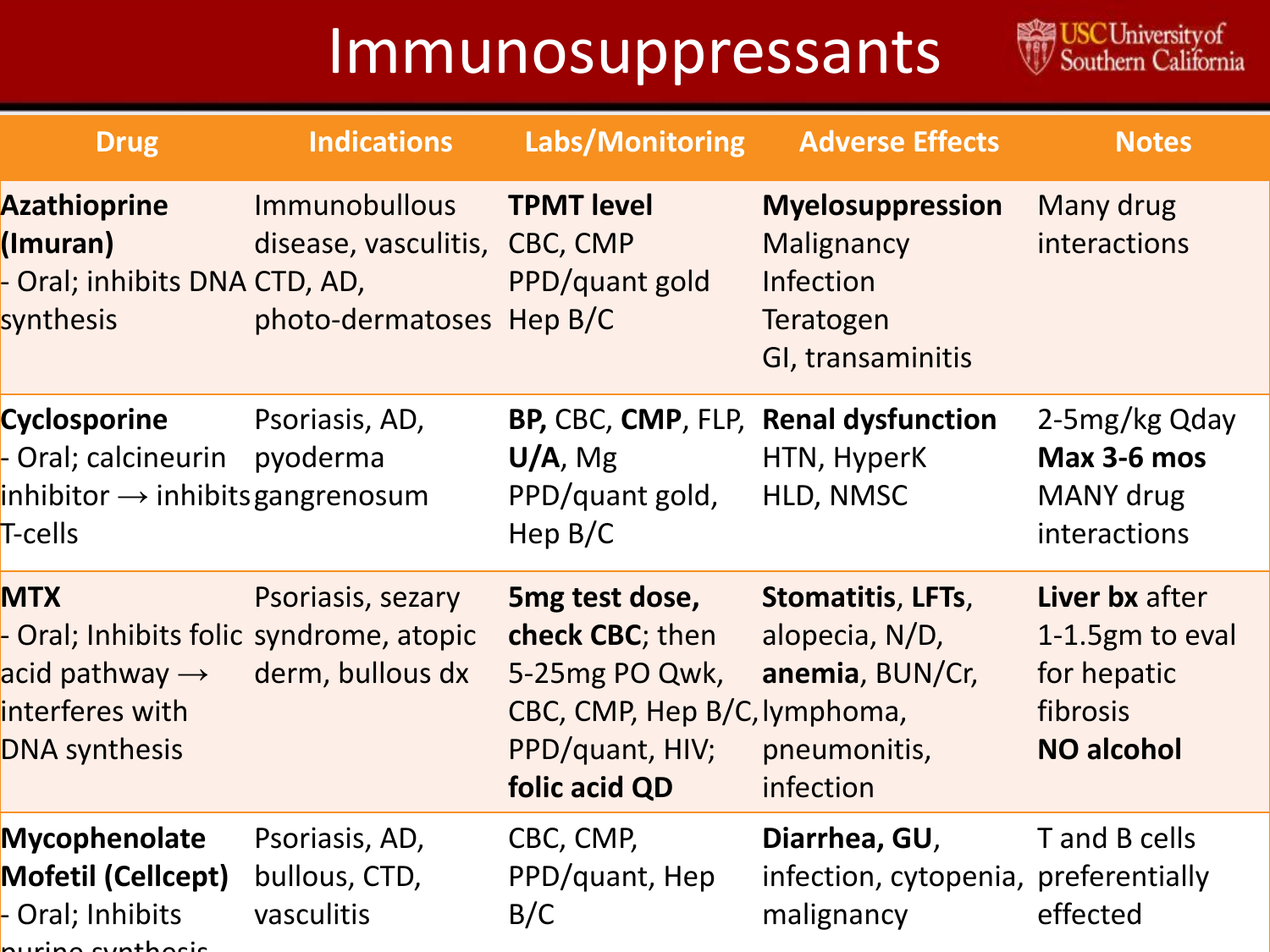# Immunosuppressants

| Drug | Indications | Labs/Monitoring | Adverse Effects | Notes |
|---|---|---|---|---|
| **Azathioprine (Imuran)**<br>- Oral; inhibits DNA synthesis | Immunobullous disease, vasculitis, CTD, AD, photo-dermatoses | **TPMT level**<br>CBC, CMP<br>PPD/quant gold<br>Hep B/C | **Myelosuppression**<br>Malignancy<br>Infection<br>Teratogen<br>GI, transaminitis | Many drug interactions |
| **Cyclosporine**<br>- Oral; calcineurin inhibitor → inhibits T-cells | Psoriasis, AD, pyoderma gangrenosum | **BP,** CBC, **CMP**, FLP, **U/A**, Mg<br>PPD/quant gold,<br>Hep B/C | **Renal dysfunction**<br>HTN, HyperK<br>HLD, NMSC | 2-5mg/kg Qday<br>**Max 3-6 mos**<br>MANY drug interactions |
| **MTX**<br>- Oral; Inhibits folic acid pathway → interferes with DNA synthesis | Psoriasis, sezary syndrome, atopic derm, bullous dx | **5mg test dose, check CBC**; then 5-25mg PO Qwk, CBC, CMP, Hep B/C, PPD/quant, HIV; **folic acid QD** | **Stomatitis**, **LFTs**, alopecia, N/D, **anemia**, BUN/Cr, lymphoma, pneumonitis, infection | **Liver bx** after 1-1.5gm to eval for hepatic fibrosis<br>**NO alcohol** |
| **Mycophenolate Mofetil (Cellcept)**<br>- Oral; Inhibits purine synthesis | Psoriasis, AD, bullous, CTD, vasculitis | CBC, CMP, PPD/quant, Hep B/C | **Diarrhea, GU**, infection, cytopenia, malignancy | T and B cells preferentially effected |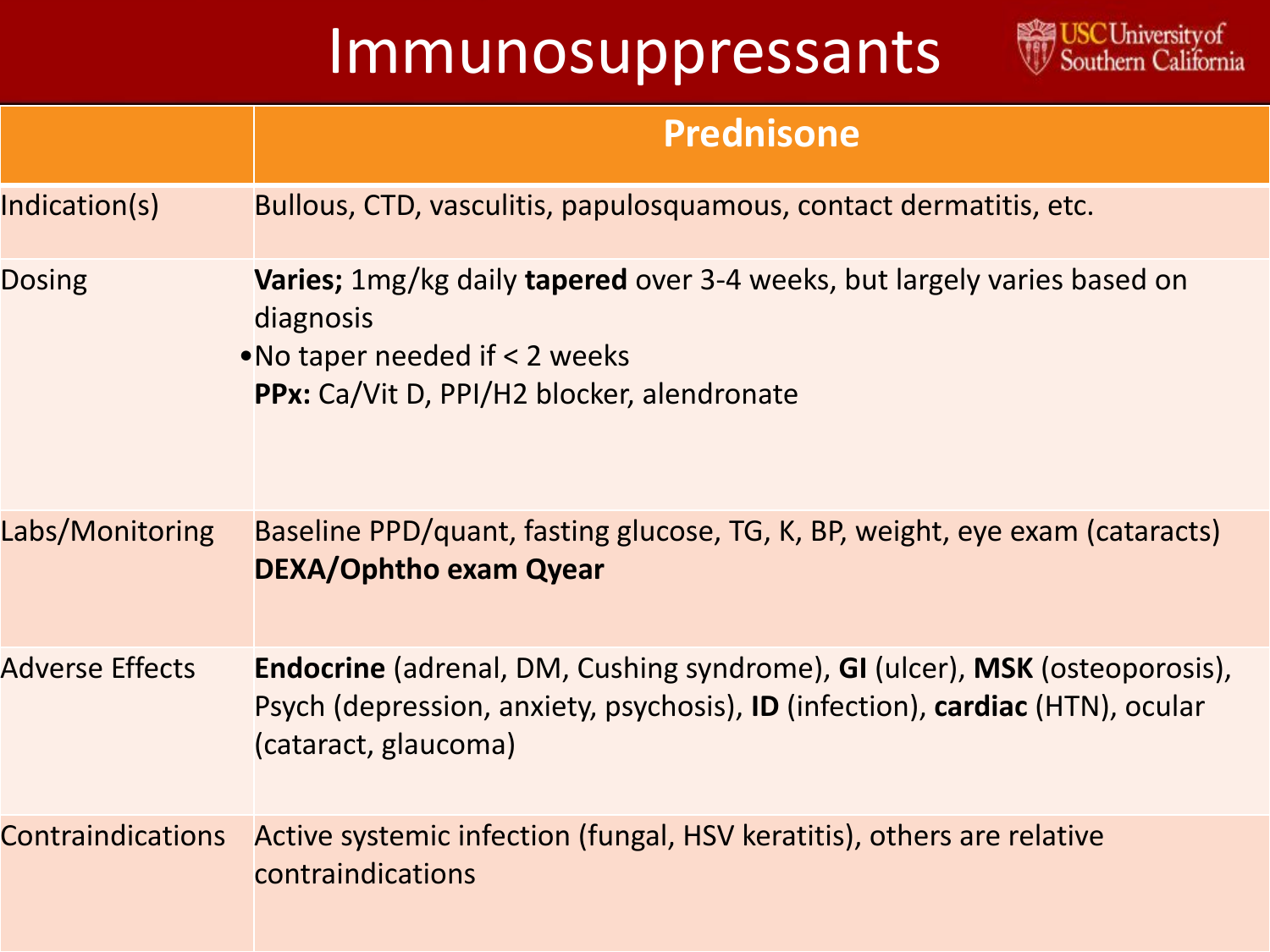# Immunosuppressants

| | Prednisone |
|---|---|
| Indication(s) | Bullous, CTD, vasculitis, papulosquamous, contact dermatitis, etc. |
| Dosing | **Varies;** 1mg/kg daily **tapered** over 3-4 weeks, but largely varies based on diagnosis<br>• No taper needed if < 2 weeks<br>**PPx:** Ca/Vit D, PPI/H2 blocker, alendronate |
| Labs/Monitoring | Baseline PPD/quant, fasting glucose, TG, K, BP, weight, eye exam (cataracts)<br>**DEXA/Ophtho exam Qyear** |
| Adverse Effects | **Endocrine** (adrenal, DM, Cushing syndrome), **GI** (ulcer), **MSK** (osteoporosis), Psych (depression, anxiety, psychosis), **ID** (infection), **cardiac** (HTN), ocular (cataract, glaucoma) |
| Contraindications | Active systemic infection (fungal, HSV keratitis), others are relative contraindications |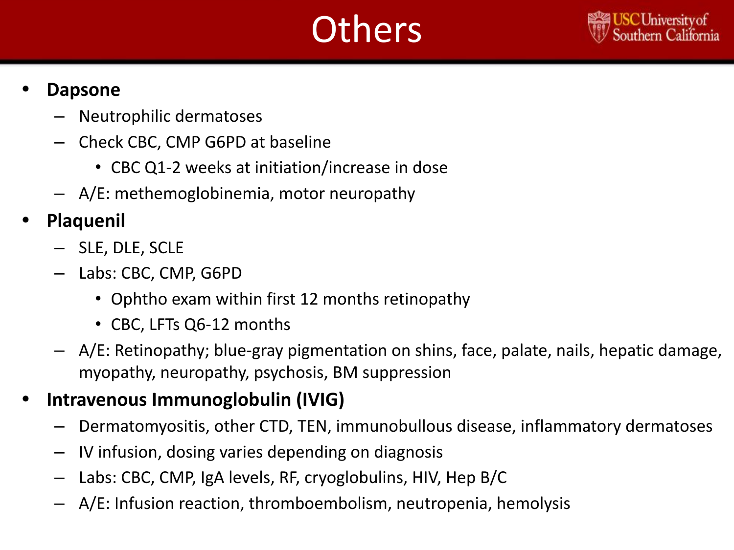# Others

- **Dapsone**
  - Neutrophilic dermatoses
  - Check CBC, CMP G6PD at baseline
    - CBC Q1-2 weeks at initiation/increase in dose
  - A/E: methemoglobinemia, motor neuropathy
- **Plaquenil**
  - SLE, DLE, SCLE
  - Labs: CBC, CMP, G6PD
    - Ophtho exam within first 12 months retinopathy
    - CBC, LFTs Q6-12 months
  - A/E: Retinopathy; blue-gray pigmentation on shins, face, palate, nails, hepatic damage, myopathy, neuropathy, psychosis, BM suppression
- **Intravenous Immunoglobulin (IVIG)**
  - Dermatomyositis, other CTD, TEN, immunobullous disease, inflammatory dermatoses
  - IV infusion, dosing varies depending on diagnosis
  - Labs: CBC, CMP, IgA levels, RF, cryoglobulins, HIV, Hep B/C
  - A/E: Infusion reaction, thromboembolism, neutropenia, hemolysis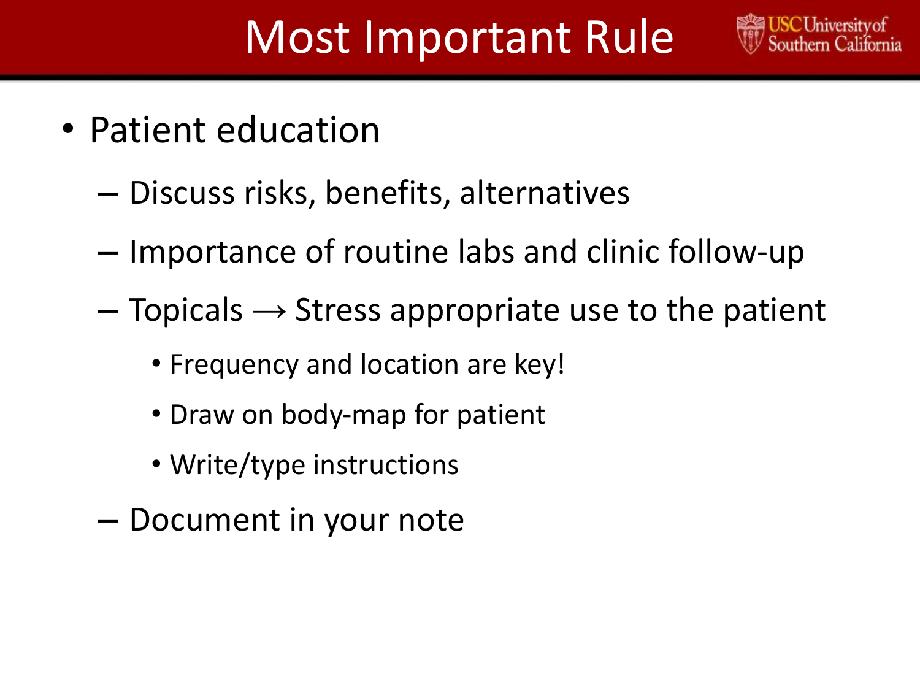# Most Important Rule

- Patient education
  - Discuss risks, benefits, alternatives
  - Importance of routine labs and clinic follow-up
  - Topicals → Stress appropriate use to the patient
    - Frequency and location are key!
    - Draw on body-map for patient
    - Write/type instructions
  - Document in your note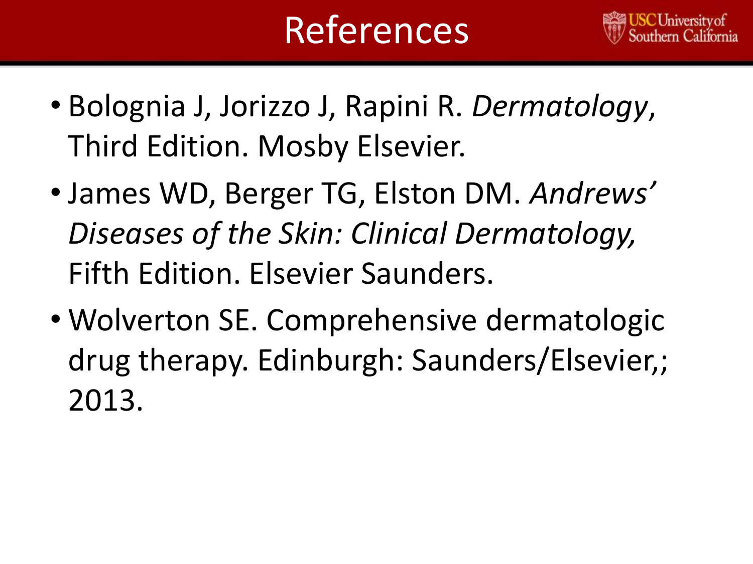# References

- Bolognia J, Jorizzo J, Rapini R. *Dermatology*, Third Edition. Mosby Elsevier.
- James WD, Berger TG, Elston DM. *Andrews' Diseases of the Skin: Clinical Dermatology,* Fifth Edition. Elsevier Saunders.
- Wolverton SE. Comprehensive dermatologic drug therapy. Edinburgh: Saunders/Elsevier,; 2013.